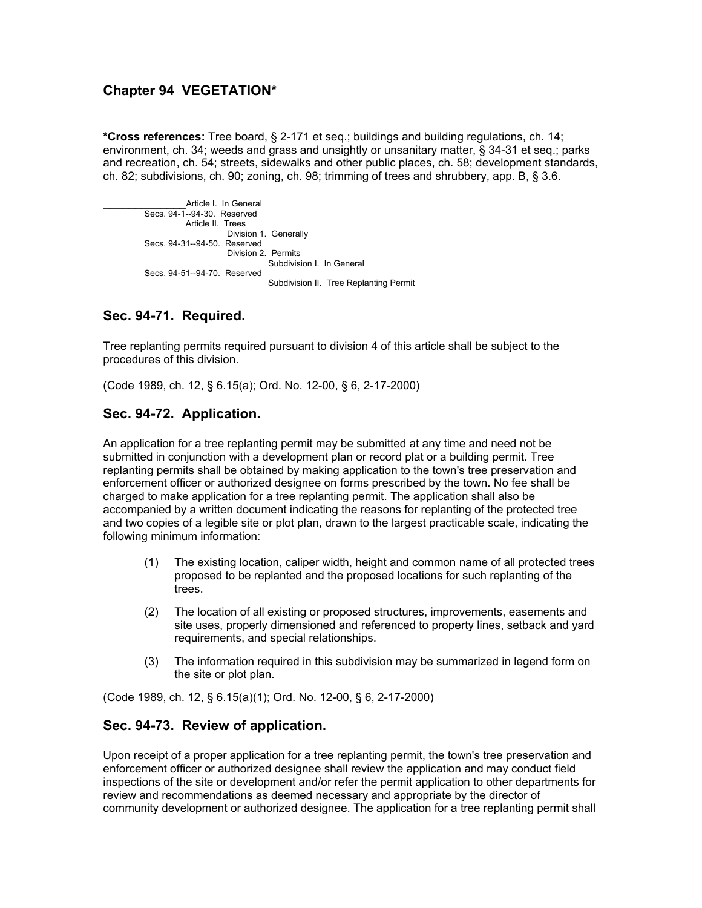## Chapter 94 VEGETATION*

**\*Cross references:** Tree board, § 2-171 et seq.; buildings and building regulations, ch. 14; environment, ch. 34; weeds and grass and unsightly or unsanitary matter, § 34-31 et seq.; parks and recreation, ch. 54; streets, sidewalks and other public places, ch. 58; development standards, ch. 82; subdivisions, ch. 90; zoning, ch. 98; trimming of trees and shrubbery, app. B, § 3.6.

Article I. In General
Secs. 94-1--94-30. Reserved
Article II. Trees
Division 1. Generally
Secs. 94-31--94-50. Reserved
Division 2. Permits
Subdivision I. In General
Secs. 94-51--94-70. Reserved
Subdivision II. Tree Replanting Permit

### Sec. 94-71. Required.

Tree replanting permits required pursuant to division 4 of this article shall be subject to the procedures of this division.

(Code 1989, ch. 12, § 6.15(a); Ord. No. 12-00, § 6, 2-17-2000)

### Sec. 94-72. Application.

An application for a tree replanting permit may be submitted at any time and need not be submitted in conjunction with a development plan or record plat or a building permit. Tree replanting permits shall be obtained by making application to the town's tree preservation and enforcement officer or authorized designee on forms prescribed by the town. No fee shall be charged to make application for a tree replanting permit. The application shall also be accompanied by a written document indicating the reasons for replanting of the protected tree and two copies of a legible site or plot plan, drawn to the largest practicable scale, indicating the following minimum information:

(1) The existing location, caliper width, height and common name of all protected trees proposed to be replanted and the proposed locations for such replanting of the trees.

(2) The location of all existing or proposed structures, improvements, easements and site uses, properly dimensioned and referenced to property lines, setback and yard requirements, and special relationships.

(3) The information required in this subdivision may be summarized in legend form on the site or plot plan.

(Code 1989, ch. 12, § 6.15(a)(1); Ord. No. 12-00, § 6, 2-17-2000)

### Sec. 94-73. Review of application.

Upon receipt of a proper application for a tree replanting permit, the town's tree preservation and enforcement officer or authorized designee shall review the application and may conduct field inspections of the site or development and/or refer the permit application to other departments for review and recommendations as deemed necessary and appropriate by the director of community development or authorized designee. The application for a tree replanting permit shall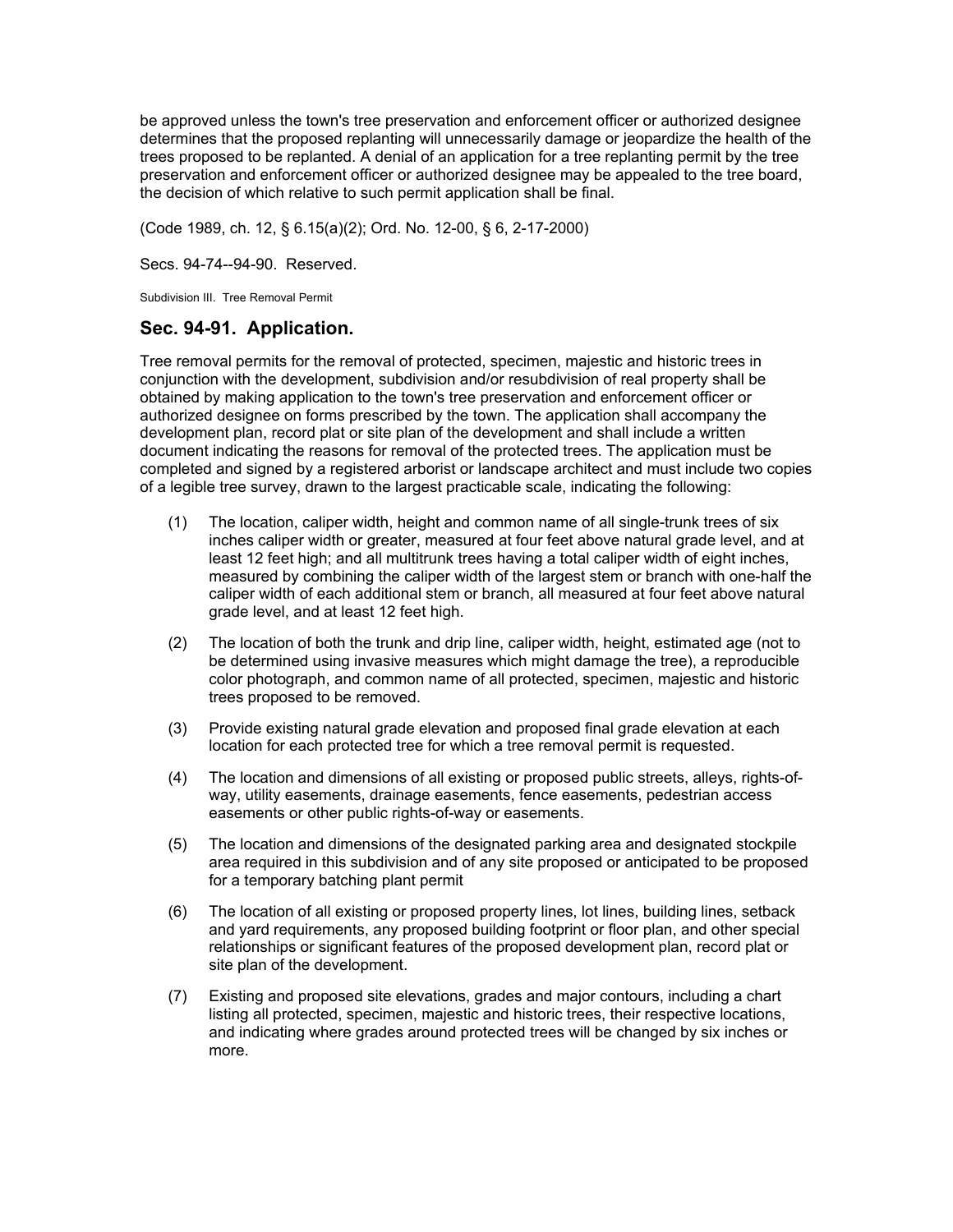be approved unless the town's tree preservation and enforcement officer or authorized designee determines that the proposed replanting will unnecessarily damage or jeopardize the health of the trees proposed to be replanted. A denial of an application for a tree replanting permit by the tree preservation and enforcement officer or authorized designee may be appealed to the tree board, the decision of which relative to such permit application shall be final.

(Code 1989, ch. 12, § 6.15(a)(2); Ord. No. 12-00, § 6, 2-17-2000)

Secs. 94-74--94-90. Reserved.

Subdivision III. Tree Removal Permit

## Sec. 94-91. Application.

Tree removal permits for the removal of protected, specimen, majestic and historic trees in conjunction with the development, subdivision and/or resubdivision of real property shall be obtained by making application to the town's tree preservation and enforcement officer or authorized designee on forms prescribed by the town. The application shall accompany the development plan, record plat or site plan of the development and shall include a written document indicating the reasons for removal of the protected trees. The application must be completed and signed by a registered arborist or landscape architect and must include two copies of a legible tree survey, drawn to the largest practicable scale, indicating the following:

(1) The location, caliper width, height and common name of all single-trunk trees of six inches caliper width or greater, measured at four feet above natural grade level, and at least 12 feet high; and all multitrunk trees having a total caliper width of eight inches, measured by combining the caliper width of the largest stem or branch with one-half the caliper width of each additional stem or branch, all measured at four feet above natural grade level, and at least 12 feet high.

(2) The location of both the trunk and drip line, caliper width, height, estimated age (not to be determined using invasive measures which might damage the tree), a reproducible color photograph, and common name of all protected, specimen, majestic and historic trees proposed to be removed.

(3) Provide existing natural grade elevation and proposed final grade elevation at each location for each protected tree for which a tree removal permit is requested.

(4) The location and dimensions of all existing or proposed public streets, alleys, rights-of-way, utility easements, drainage easements, fence easements, pedestrian access easements or other public rights-of-way or easements.

(5) The location and dimensions of the designated parking area and designated stockpile area required in this subdivision and of any site proposed or anticipated to be proposed for a temporary batching plant permit

(6) The location of all existing or proposed property lines, lot lines, building lines, setback and yard requirements, any proposed building footprint or floor plan, and other special relationships or significant features of the proposed development plan, record plat or site plan of the development.

(7) Existing and proposed site elevations, grades and major contours, including a chart listing all protected, specimen, majestic and historic trees, their respective locations, and indicating where grades around protected trees will be changed by six inches or more.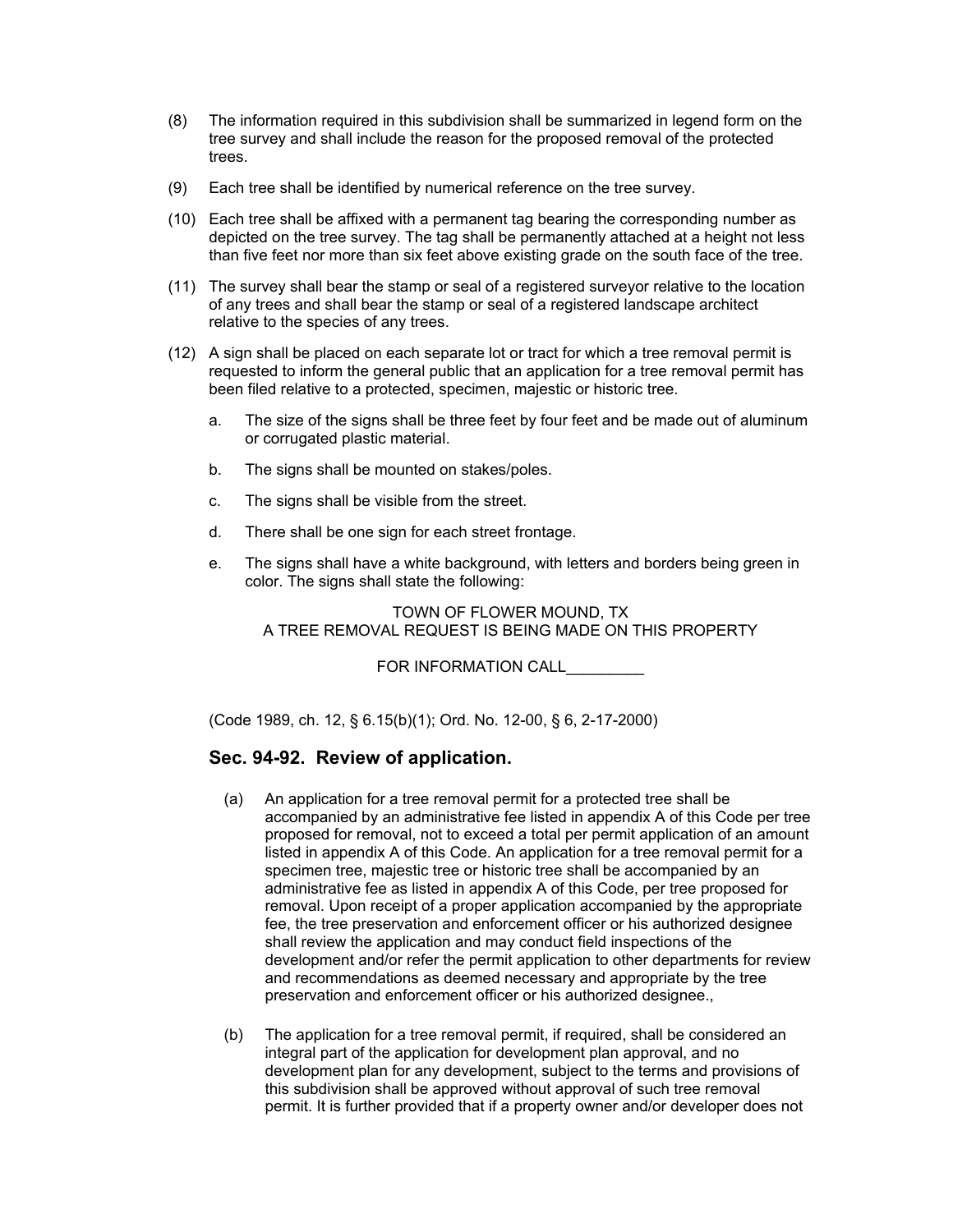(8) The information required in this subdivision shall be summarized in legend form on the tree survey and shall include the reason for the proposed removal of the protected trees.

(9) Each tree shall be identified by numerical reference on the tree survey.

(10) Each tree shall be affixed with a permanent tag bearing the corresponding number as depicted on the tree survey. The tag shall be permanently attached at a height not less than five feet nor more than six feet above existing grade on the south face of the tree.

(11) The survey shall bear the stamp or seal of a registered surveyor relative to the location of any trees and shall bear the stamp or seal of a registered landscape architect relative to the species of any trees.

(12) A sign shall be placed on each separate lot or tract for which a tree removal permit is requested to inform the general public that an application for a tree removal permit has been filed relative to a protected, specimen, majestic or historic tree.

   a. The size of the signs shall be three feet by four feet and be made out of aluminum or corrugated plastic material.

   b. The signs shall be mounted on stakes/poles.

   c. The signs shall be visible from the street.

   d. There shall be one sign for each street frontage.

   e. The signs shall have a white background, with letters and borders being green in color. The signs shall state the following:

TOWN OF FLOWER MOUND, TX
A TREE REMOVAL REQUEST IS BEING MADE ON THIS PROPERTY

FOR INFORMATION CALL_________

(Code 1989, ch. 12, § 6.15(b)(1); Ord. No. 12-00, § 6, 2-17-2000)

## Sec. 94-92. Review of application.

(a) An application for a tree removal permit for a protected tree shall be accompanied by an administrative fee listed in appendix A of this Code per tree proposed for removal, not to exceed a total per permit application of an amount listed in appendix A of this Code. An application for a tree removal permit for a specimen tree, majestic tree or historic tree shall be accompanied by an administrative fee as listed in appendix A of this Code, per tree proposed for removal. Upon receipt of a proper application accompanied by the appropriate fee, the tree preservation and enforcement officer or his authorized designee shall review the application and may conduct field inspections of the development and/or refer the permit application to other departments for review and recommendations as deemed necessary and appropriate by the tree preservation and enforcement officer or his authorized designee.,

(b) The application for a tree removal permit, if required, shall be considered an integral part of the application for development plan approval, and no development plan for any development, subject to the terms and provisions of this subdivision shall be approved without approval of such tree removal permit. It is further provided that if a property owner and/or developer does not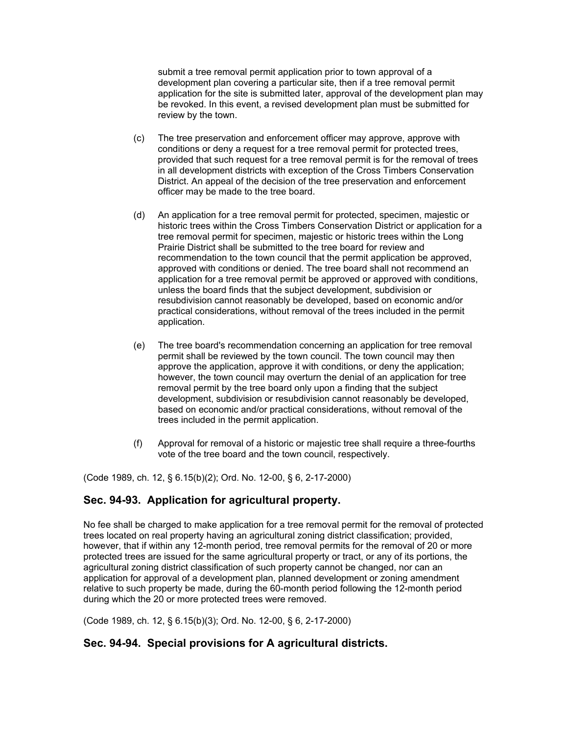submit a tree removal permit application prior to town approval of a development plan covering a particular site, then if a tree removal permit application for the site is submitted later, approval of the development plan may be revoked. In this event, a revised development plan must be submitted for review by the town.

(c) The tree preservation and enforcement officer may approve, approve with conditions or deny a request for a tree removal permit for protected trees, provided that such request for a tree removal permit is for the removal of trees in all development districts with exception of the Cross Timbers Conservation District. An appeal of the decision of the tree preservation and enforcement officer may be made to the tree board.

(d) An application for a tree removal permit for protected, specimen, majestic or historic trees within the Cross Timbers Conservation District or application for a tree removal permit for specimen, majestic or historic trees within the Long Prairie District shall be submitted to the tree board for review and recommendation to the town council that the permit application be approved, approved with conditions or denied. The tree board shall not recommend an application for a tree removal permit be approved or approved with conditions, unless the board finds that the subject development, subdivision or resubdivision cannot reasonably be developed, based on economic and/or practical considerations, without removal of the trees included in the permit application.

(e) The tree board's recommendation concerning an application for tree removal permit shall be reviewed by the town council. The town council may then approve the application, approve it with conditions, or deny the application; however, the town council may overturn the denial of an application for tree removal permit by the tree board only upon a finding that the subject development, subdivision or resubdivision cannot reasonably be developed, based on economic and/or practical considerations, without removal of the trees included in the permit application.

(f) Approval for removal of a historic or majestic tree shall require a three-fourths vote of the tree board and the town council, respectively.

(Code 1989, ch. 12, § 6.15(b)(2); Ord. No. 12-00, § 6, 2-17-2000)

## Sec. 94-93. Application for agricultural property.

No fee shall be charged to make application for a tree removal permit for the removal of protected trees located on real property having an agricultural zoning district classification; provided, however, that if within any 12-month period, tree removal permits for the removal of 20 or more protected trees are issued for the same agricultural property or tract, or any of its portions, the agricultural zoning district classification of such property cannot be changed, nor can an application for approval of a development plan, planned development or zoning amendment relative to such property be made, during the 60-month period following the 12-month period during which the 20 or more protected trees were removed.

(Code 1989, ch. 12, § 6.15(b)(3); Ord. No. 12-00, § 6, 2-17-2000)

## Sec. 94-94. Special provisions for A agricultural districts.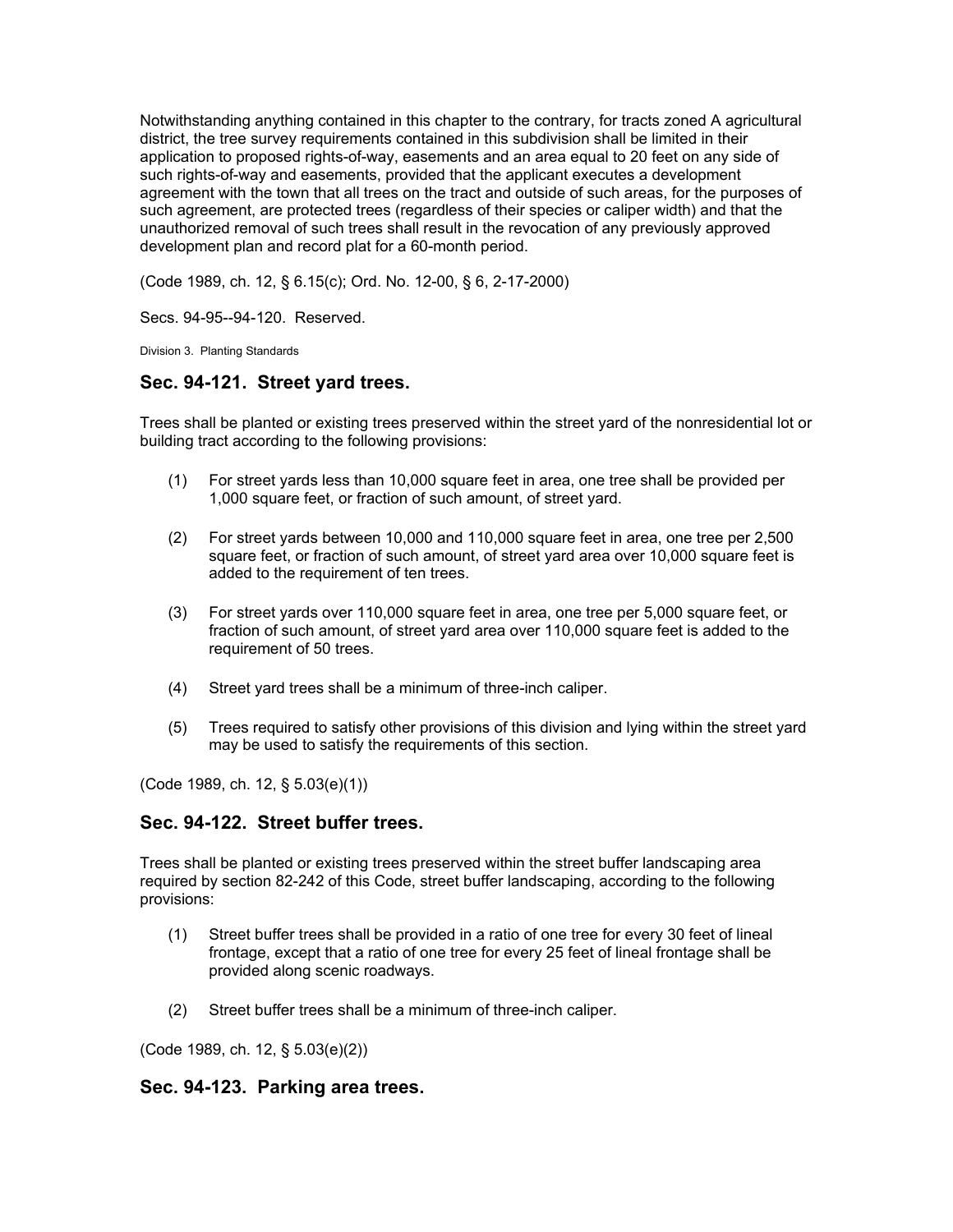Notwithstanding anything contained in this chapter to the contrary, for tracts zoned A agricultural district, the tree survey requirements contained in this subdivision shall be limited in their application to proposed rights-of-way, easements and an area equal to 20 feet on any side of such rights-of-way and easements, provided that the applicant executes a development agreement with the town that all trees on the tract and outside of such areas, for the purposes of such agreement, are protected trees (regardless of their species or caliper width) and that the unauthorized removal of such trees shall result in the revocation of any previously approved development plan and record plat for a 60-month period.

(Code 1989, ch. 12, § 6.15(c); Ord. No. 12-00, § 6, 2-17-2000)

Secs. 94-95--94-120. Reserved.

Division 3. Planting Standards

## Sec. 94-121. Street yard trees.

Trees shall be planted or existing trees preserved within the street yard of the nonresidential lot or building tract according to the following provisions:

(1) For street yards less than 10,000 square feet in area, one tree shall be provided per 1,000 square feet, or fraction of such amount, of street yard.

(2) For street yards between 10,000 and 110,000 square feet in area, one tree per 2,500 square feet, or fraction of such amount, of street yard area over 10,000 square feet is added to the requirement of ten trees.

(3) For street yards over 110,000 square feet in area, one tree per 5,000 square feet, or fraction of such amount, of street yard area over 110,000 square feet is added to the requirement of 50 trees.

(4) Street yard trees shall be a minimum of three-inch caliper.

(5) Trees required to satisfy other provisions of this division and lying within the street yard may be used to satisfy the requirements of this section.

(Code 1989, ch. 12, § 5.03(e)(1))

## Sec. 94-122. Street buffer trees.

Trees shall be planted or existing trees preserved within the street buffer landscaping area required by section 82-242 of this Code, street buffer landscaping, according to the following provisions:

(1) Street buffer trees shall be provided in a ratio of one tree for every 30 feet of lineal frontage, except that a ratio of one tree for every 25 feet of lineal frontage shall be provided along scenic roadways.

(2) Street buffer trees shall be a minimum of three-inch caliper.

(Code 1989, ch. 12, § 5.03(e)(2))

## Sec. 94-123. Parking area trees.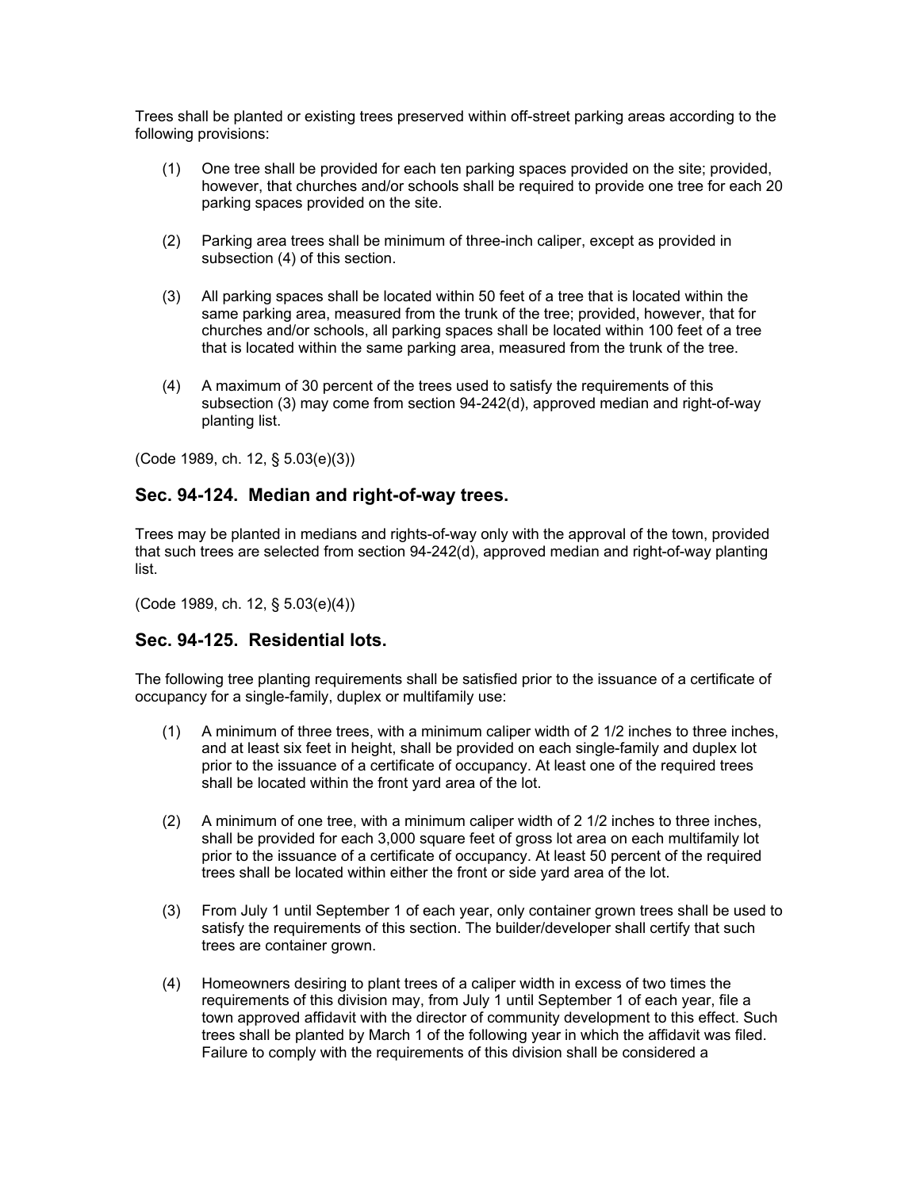Trees shall be planted or existing trees preserved within off-street parking areas according to the following provisions:

(1) One tree shall be provided for each ten parking spaces provided on the site; provided, however, that churches and/or schools shall be required to provide one tree for each 20 parking spaces provided on the site.

(2) Parking area trees shall be minimum of three-inch caliper, except as provided in subsection (4) of this section.

(3) All parking spaces shall be located within 50 feet of a tree that is located within the same parking area, measured from the trunk of the tree; provided, however, that for churches and/or schools, all parking spaces shall be located within 100 feet of a tree that is located within the same parking area, measured from the trunk of the tree.

(4) A maximum of 30 percent of the trees used to satisfy the requirements of this subsection (3) may come from section 94-242(d), approved median and right-of-way planting list.

(Code 1989, ch. 12, § 5.03(e)(3))

## Sec. 94-124. Median and right-of-way trees.

Trees may be planted in medians and rights-of-way only with the approval of the town, provided that such trees are selected from section 94-242(d), approved median and right-of-way planting list.

(Code 1989, ch. 12, § 5.03(e)(4))

## Sec. 94-125. Residential lots.

The following tree planting requirements shall be satisfied prior to the issuance of a certificate of occupancy for a single-family, duplex or multifamily use:

(1) A minimum of three trees, with a minimum caliper width of 2 1/2 inches to three inches, and at least six feet in height, shall be provided on each single-family and duplex lot prior to the issuance of a certificate of occupancy. At least one of the required trees shall be located within the front yard area of the lot.

(2) A minimum of one tree, with a minimum caliper width of 2 1/2 inches to three inches, shall be provided for each 3,000 square feet of gross lot area on each multifamily lot prior to the issuance of a certificate of occupancy. At least 50 percent of the required trees shall be located within either the front or side yard area of the lot.

(3) From July 1 until September 1 of each year, only container grown trees shall be used to satisfy the requirements of this section. The builder/developer shall certify that such trees are container grown.

(4) Homeowners desiring to plant trees of a caliper width in excess of two times the requirements of this division may, from July 1 until September 1 of each year, file a town approved affidavit with the director of community development to this effect. Such trees shall be planted by March 1 of the following year in which the affidavit was filed. Failure to comply with the requirements of this division shall be considered a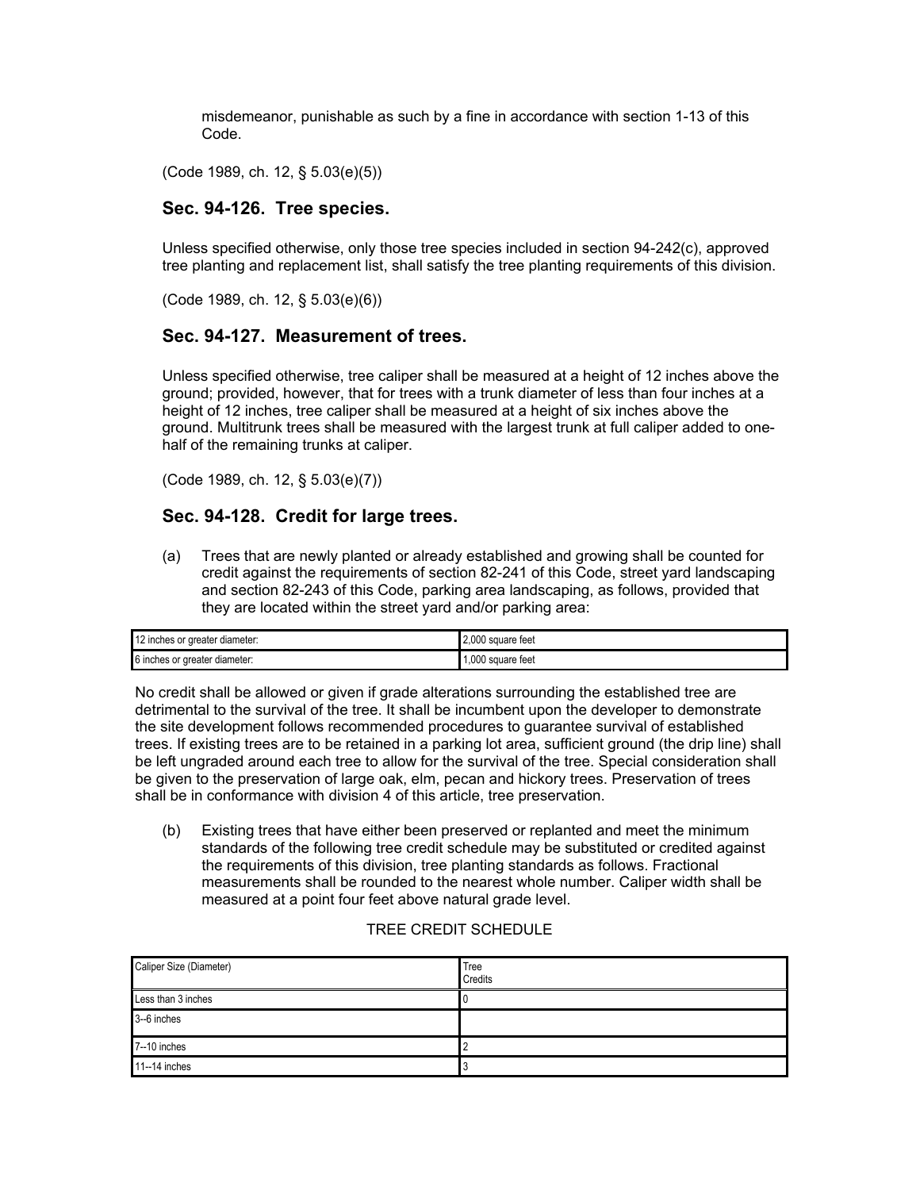misdemeanor, punishable as such by a fine in accordance with section 1-13 of this Code.

(Code 1989, ch. 12, § 5.03(e)(5))

## Sec. 94-126. Tree species.

Unless specified otherwise, only those tree species included in section 94-242(c), approved tree planting and replacement list, shall satisfy the tree planting requirements of this division.

(Code 1989, ch. 12, § 5.03(e)(6))

## Sec. 94-127. Measurement of trees.

Unless specified otherwise, tree caliper shall be measured at a height of 12 inches above the ground; provided, however, that for trees with a trunk diameter of less than four inches at a height of 12 inches, tree caliper shall be measured at a height of six inches above the ground. Multitrunk trees shall be measured with the largest trunk at full caliper added to one-half of the remaining trunks at caliper.

(Code 1989, ch. 12, § 5.03(e)(7))

## Sec. 94-128. Credit for large trees.

(a) Trees that are newly planted or already established and growing shall be counted for credit against the requirements of section 82-241 of this Code, street yard landscaping and section 82-243 of this Code, parking area landscaping, as follows, provided that they are located within the street yard and/or parking area:

| | |
|---|---|
| 12 inches or greater diameter: | 2,000 square feet |
| 6 inches or greater diameter: | 1,000 square feet |

No credit shall be allowed or given if grade alterations surrounding the established tree are detrimental to the survival of the tree. It shall be incumbent upon the developer to demonstrate the site development follows recommended procedures to guarantee survival of established trees. If existing trees are to be retained in a parking lot area, sufficient ground (the drip line) shall be left ungraded around each tree to allow for the survival of the tree. Special consideration shall be given to the preservation of large oak, elm, pecan and hickory trees. Preservation of trees shall be in conformance with division 4 of this article, tree preservation.

(b) Existing trees that have either been preserved or replanted and meet the minimum standards of the following tree credit schedule may be substituted or credited against the requirements of this division, tree planting standards as follows. Fractional measurements shall be rounded to the nearest whole number. Caliper width shall be measured at a point four feet above natural grade level.

TREE CREDIT SCHEDULE

| Caliper Size (Diameter) | Tree Credits |
|---|---|
| Less than 3 inches | 0 |
| 3--6 inches | |
| 7--10 inches | 2 |
| 11--14 inches | 3 |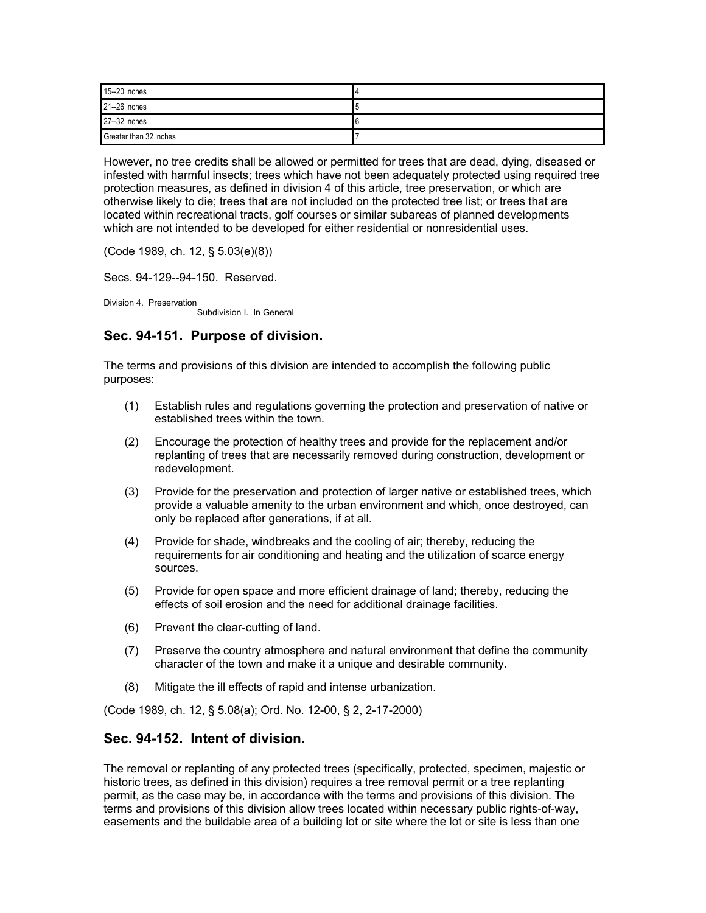| 15--20 inches | 4 |
|---|---|
| 21--26 inches | 5 |
| 27--32 inches | 6 |
| Greater than 32 inches | 7 |

However, no tree credits shall be allowed or permitted for trees that are dead, dying, diseased or infested with harmful insects; trees which have not been adequately protected using required tree protection measures, as defined in division 4 of this article, tree preservation, or which are otherwise likely to die; trees that are not included on the protected tree list; or trees that are located within recreational tracts, golf courses or similar subareas of planned developments which are not intended to be developed for either residential or nonresidential uses.

(Code 1989, ch. 12, § 5.03(e)(8))

Secs. 94-129--94-150. Reserved.

Division 4. Preservation

Subdivision I. In General

## Sec. 94-151. Purpose of division.

The terms and provisions of this division are intended to accomplish the following public purposes:

(1) Establish rules and regulations governing the protection and preservation of native or established trees within the town.

(2) Encourage the protection of healthy trees and provide for the replacement and/or replanting of trees that are necessarily removed during construction, development or redevelopment.

(3) Provide for the preservation and protection of larger native or established trees, which provide a valuable amenity to the urban environment and which, once destroyed, can only be replaced after generations, if at all.

(4) Provide for shade, windbreaks and the cooling of air; thereby, reducing the requirements for air conditioning and heating and the utilization of scarce energy sources.

(5) Provide for open space and more efficient drainage of land; thereby, reducing the effects of soil erosion and the need for additional drainage facilities.

(6) Prevent the clear-cutting of land.

(7) Preserve the country atmosphere and natural environment that define the community character of the town and make it a unique and desirable community.

(8) Mitigate the ill effects of rapid and intense urbanization.

(Code 1989, ch. 12, § 5.08(a); Ord. No. 12-00, § 2, 2-17-2000)

## Sec. 94-152. Intent of division.

The removal or replanting of any protected trees (specifically, protected, specimen, majestic or historic trees, as defined in this division) requires a tree removal permit or a tree replanting permit, as the case may be, in accordance with the terms and provisions of this division. The terms and provisions of this division allow trees located within necessary public rights-of-way, easements and the buildable area of a building lot or site where the lot or site is less than one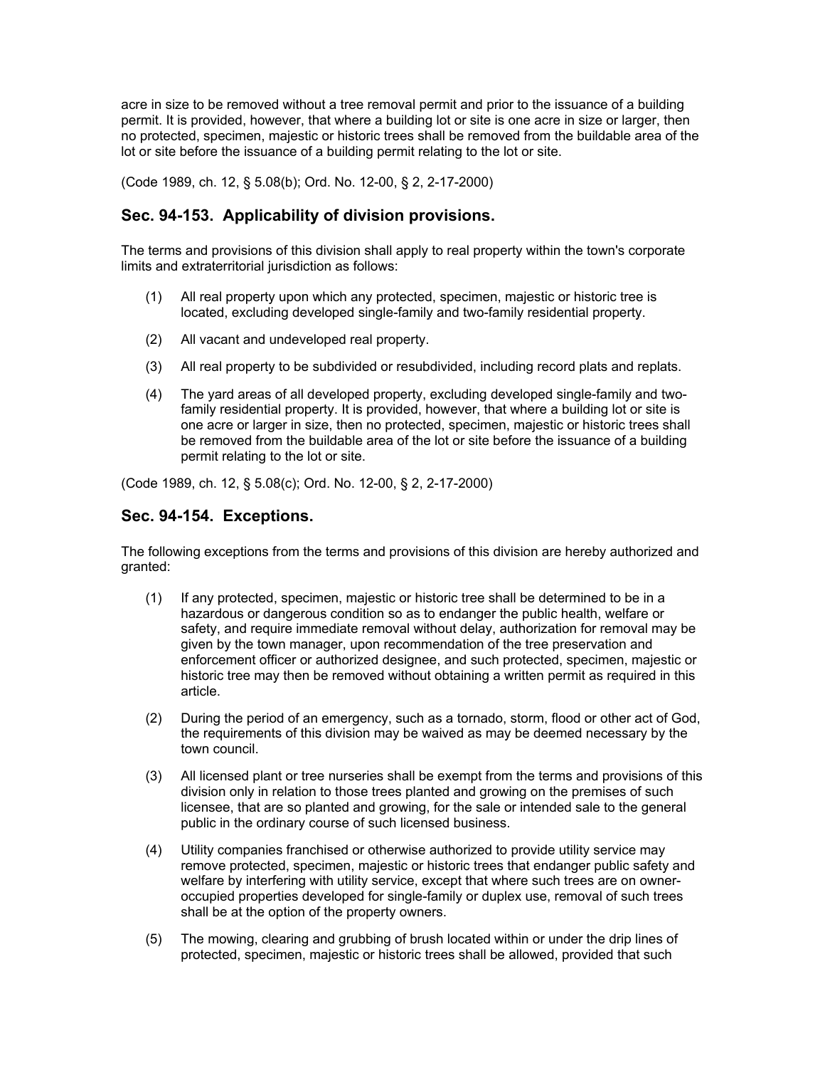acre in size to be removed without a tree removal permit and prior to the issuance of a building permit. It is provided, however, that where a building lot or site is one acre in size or larger, then no protected, specimen, majestic or historic trees shall be removed from the buildable area of the lot or site before the issuance of a building permit relating to the lot or site.

(Code 1989, ch. 12, § 5.08(b); Ord. No. 12-00, § 2, 2-17-2000)

## Sec. 94-153. Applicability of division provisions.

The terms and provisions of this division shall apply to real property within the town's corporate limits and extraterritorial jurisdiction as follows:

(1) All real property upon which any protected, specimen, majestic or historic tree is located, excluding developed single-family and two-family residential property.

(2) All vacant and undeveloped real property.

(3) All real property to be subdivided or resubdivided, including record plats and replats.

(4) The yard areas of all developed property, excluding developed single-family and two-family residential property. It is provided, however, that where a building lot or site is one acre or larger in size, then no protected, specimen, majestic or historic trees shall be removed from the buildable area of the lot or site before the issuance of a building permit relating to the lot or site.

(Code 1989, ch. 12, § 5.08(c); Ord. No. 12-00, § 2, 2-17-2000)

## Sec. 94-154. Exceptions.

The following exceptions from the terms and provisions of this division are hereby authorized and granted:

(1) If any protected, specimen, majestic or historic tree shall be determined to be in a hazardous or dangerous condition so as to endanger the public health, welfare or safety, and require immediate removal without delay, authorization for removal may be given by the town manager, upon recommendation of the tree preservation and enforcement officer or authorized designee, and such protected, specimen, majestic or historic tree may then be removed without obtaining a written permit as required in this article.

(2) During the period of an emergency, such as a tornado, storm, flood or other act of God, the requirements of this division may be waived as may be deemed necessary by the town council.

(3) All licensed plant or tree nurseries shall be exempt from the terms and provisions of this division only in relation to those trees planted and growing on the premises of such licensee, that are so planted and growing, for the sale or intended sale to the general public in the ordinary course of such licensed business.

(4) Utility companies franchised or otherwise authorized to provide utility service may remove protected, specimen, majestic or historic trees that endanger public safety and welfare by interfering with utility service, except that where such trees are on owner-occupied properties developed for single-family or duplex use, removal of such trees shall be at the option of the property owners.

(5) The mowing, clearing and grubbing of brush located within or under the drip lines of protected, specimen, majestic or historic trees shall be allowed, provided that such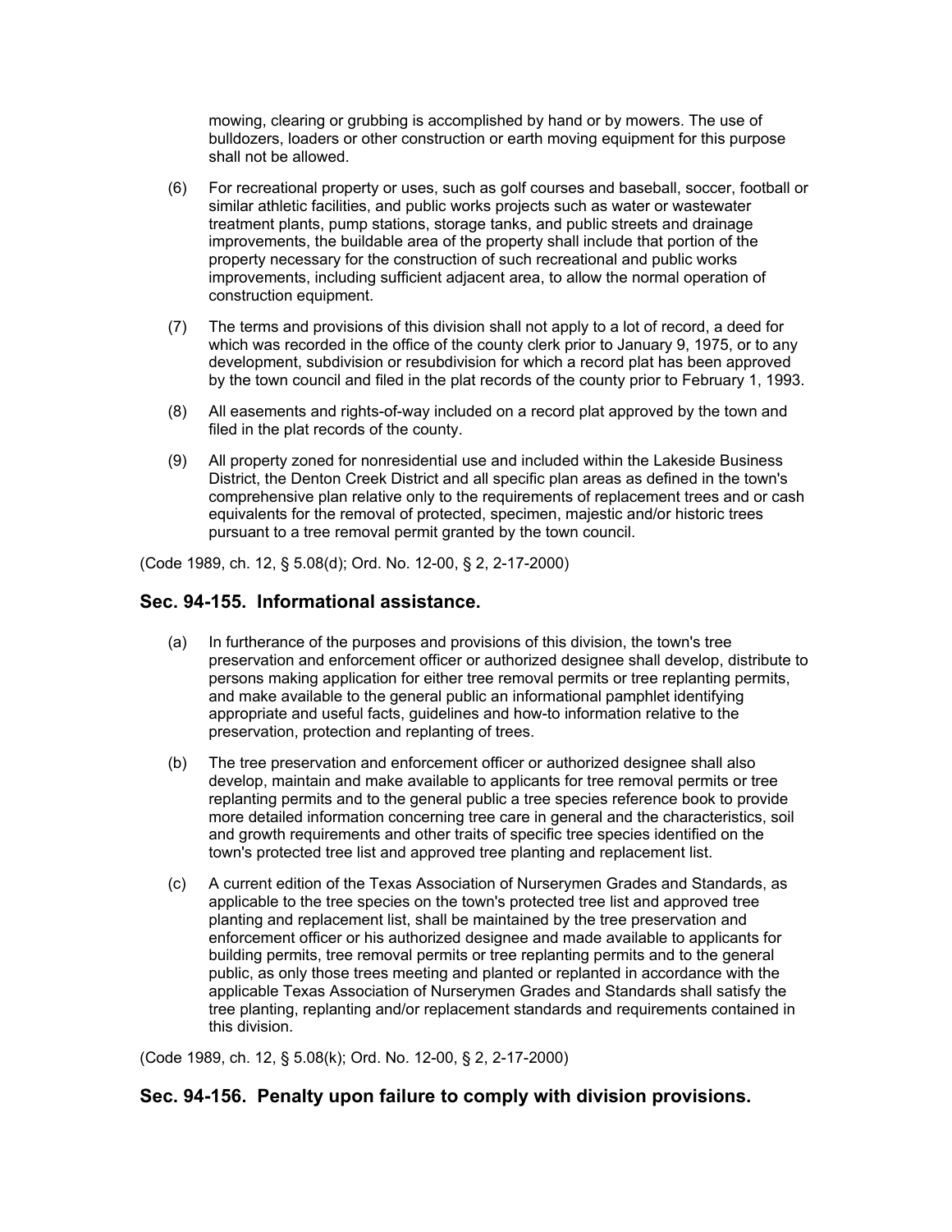mowing, clearing or grubbing is accomplished by hand or by mowers. The use of bulldozers, loaders or other construction or earth moving equipment for this purpose shall not be allowed.

(6) For recreational property or uses, such as golf courses and baseball, soccer, football or similar athletic facilities, and public works projects such as water or wastewater treatment plants, pump stations, storage tanks, and public streets and drainage improvements, the buildable area of the property shall include that portion of the property necessary for the construction of such recreational and public works improvements, including sufficient adjacent area, to allow the normal operation of construction equipment.

(7) The terms and provisions of this division shall not apply to a lot of record, a deed for which was recorded in the office of the county clerk prior to January 9, 1975, or to any development, subdivision or resubdivision for which a record plat has been approved by the town council and filed in the plat records of the county prior to February 1, 1993.

(8) All easements and rights-of-way included on a record plat approved by the town and filed in the plat records of the county.

(9) All property zoned for nonresidential use and included within the Lakeside Business District, the Denton Creek District and all specific plan areas as defined in the town's comprehensive plan relative only to the requirements of replacement trees and or cash equivalents for the removal of protected, specimen, majestic and/or historic trees pursuant to a tree removal permit granted by the town council.

(Code 1989, ch. 12, § 5.08(d); Ord. No. 12-00, § 2, 2-17-2000)

## Sec. 94-155. Informational assistance.

(a) In furtherance of the purposes and provisions of this division, the town's tree preservation and enforcement officer or authorized designee shall develop, distribute to persons making application for either tree removal permits or tree replanting permits, and make available to the general public an informational pamphlet identifying appropriate and useful facts, guidelines and how-to information relative to the preservation, protection and replanting of trees.

(b) The tree preservation and enforcement officer or authorized designee shall also develop, maintain and make available to applicants for tree removal permits or tree replanting permits and to the general public a tree species reference book to provide more detailed information concerning tree care in general and the characteristics, soil and growth requirements and other traits of specific tree species identified on the town's protected tree list and approved tree planting and replacement list.

(c) A current edition of the Texas Association of Nurserymen Grades and Standards, as applicable to the tree species on the town's protected tree list and approved tree planting and replacement list, shall be maintained by the tree preservation and enforcement officer or his authorized designee and made available to applicants for building permits, tree removal permits or tree replanting permits and to the general public, as only those trees meeting and planted or replanted in accordance with the applicable Texas Association of Nurserymen Grades and Standards shall satisfy the tree planting, replanting and/or replacement standards and requirements contained in this division.

(Code 1989, ch. 12, § 5.08(k); Ord. No. 12-00, § 2, 2-17-2000)

## Sec. 94-156. Penalty upon failure to comply with division provisions.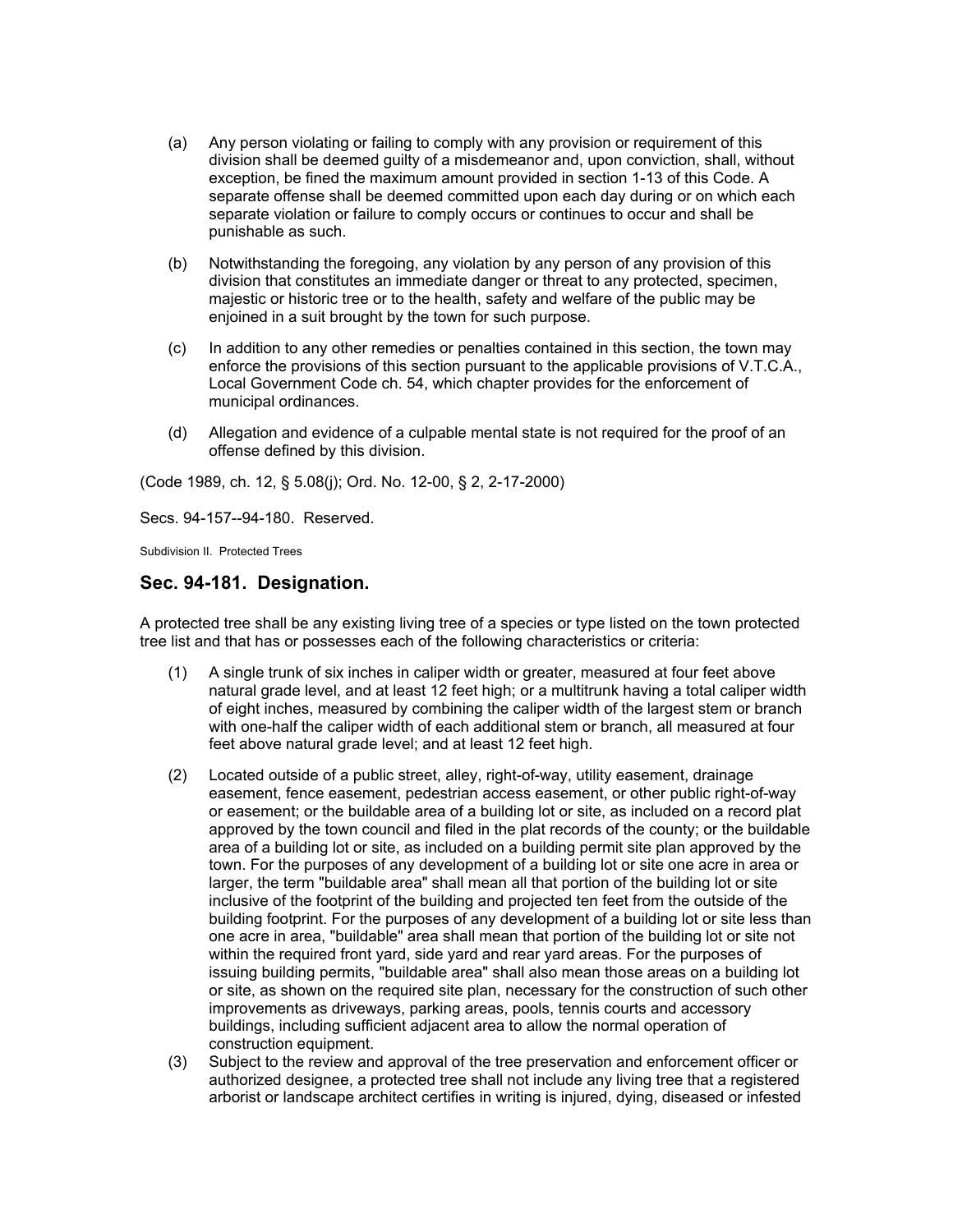(a) Any person violating or failing to comply with any provision or requirement of this division shall be deemed guilty of a misdemeanor and, upon conviction, shall, without exception, be fined the maximum amount provided in section 1-13 of this Code. A separate offense shall be deemed committed upon each day during or on which each separate violation or failure to comply occurs or continues to occur and shall be punishable as such.

(b) Notwithstanding the foregoing, any violation by any person of any provision of this division that constitutes an immediate danger or threat to any protected, specimen, majestic or historic tree or to the health, safety and welfare of the public may be enjoined in a suit brought by the town for such purpose.

(c) In addition to any other remedies or penalties contained in this section, the town may enforce the provisions of this section pursuant to the applicable provisions of V.T.C.A., Local Government Code ch. 54, which chapter provides for the enforcement of municipal ordinances.

(d) Allegation and evidence of a culpable mental state is not required for the proof of an offense defined by this division.

(Code 1989, ch. 12, § 5.08(j); Ord. No. 12-00, § 2, 2-17-2000)

Secs. 94-157--94-180. Reserved.

Subdivision II. Protected Trees

## Sec. 94-181. Designation.

A protected tree shall be any existing living tree of a species or type listed on the town protected tree list and that has or possesses each of the following characteristics or criteria:

(1) A single trunk of six inches in caliper width or greater, measured at four feet above natural grade level, and at least 12 feet high; or a multitrunk having a total caliper width of eight inches, measured by combining the caliper width of the largest stem or branch with one-half the caliper width of each additional stem or branch, all measured at four feet above natural grade level; and at least 12 feet high.

(2) Located outside of a public street, alley, right-of-way, utility easement, drainage easement, fence easement, pedestrian access easement, or other public right-of-way or easement; or the buildable area of a building lot or site, as included on a record plat approved by the town council and filed in the plat records of the county; or the buildable area of a building lot or site, as included on a building permit site plan approved by the town. For the purposes of any development of a building lot or site one acre in area or larger, the term "buildable area" shall mean all that portion of the building lot or site inclusive of the footprint of the building and projected ten feet from the outside of the building footprint. For the purposes of any development of a building lot or site less than one acre in area, "buildable" area shall mean that portion of the building lot or site not within the required front yard, side yard and rear yard areas. For the purposes of issuing building permits, "buildable area" shall also mean those areas on a building lot or site, as shown on the required site plan, necessary for the construction of such other improvements as driveways, parking areas, pools, tennis courts and accessory buildings, including sufficient adjacent area to allow the normal operation of construction equipment.

(3) Subject to the review and approval of the tree preservation and enforcement officer or authorized designee, a protected tree shall not include any living tree that a registered arborist or landscape architect certifies in writing is injured, dying, diseased or infested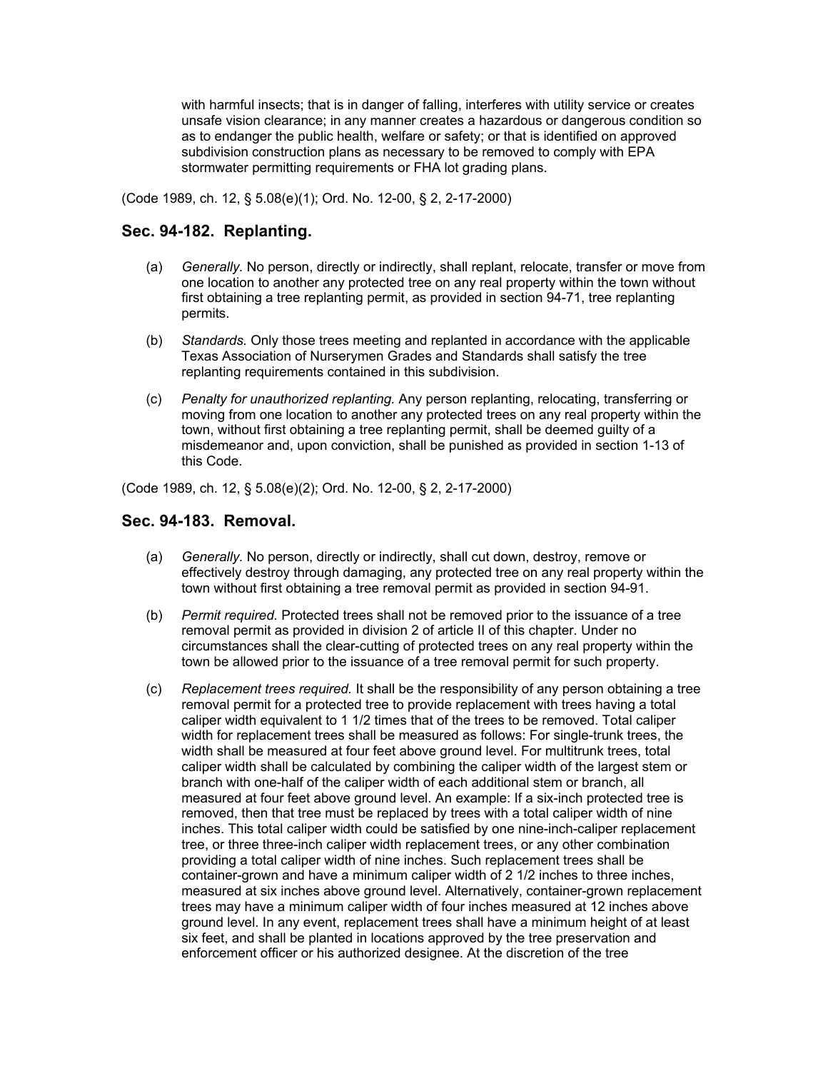with harmful insects; that is in danger of falling, interferes with utility service or creates unsafe vision clearance; in any manner creates a hazardous or dangerous condition so as to endanger the public health, welfare or safety; or that is identified on approved subdivision construction plans as necessary to be removed to comply with EPA stormwater permitting requirements or FHA lot grading plans.

(Code 1989, ch. 12, § 5.08(e)(1); Ord. No. 12-00, § 2, 2-17-2000)

## Sec. 94-182. Replanting.

(a) *Generally.* No person, directly or indirectly, shall replant, relocate, transfer or move from one location to another any protected tree on any real property within the town without first obtaining a tree replanting permit, as provided in section 94-71, tree replanting permits.

(b) *Standards.* Only those trees meeting and replanted in accordance with the applicable Texas Association of Nurserymen Grades and Standards shall satisfy the tree replanting requirements contained in this subdivision.

(c) *Penalty for unauthorized replanting.* Any person replanting, relocating, transferring or moving from one location to another any protected trees on any real property within the town, without first obtaining a tree replanting permit, shall be deemed guilty of a misdemeanor and, upon conviction, shall be punished as provided in section 1-13 of this Code.

(Code 1989, ch. 12, § 5.08(e)(2); Ord. No. 12-00, § 2, 2-17-2000)

## Sec. 94-183. Removal.

(a) *Generally.* No person, directly or indirectly, shall cut down, destroy, remove or effectively destroy through damaging, any protected tree on any real property within the town without first obtaining a tree removal permit as provided in section 94-91.

(b) *Permit required.* Protected trees shall not be removed prior to the issuance of a tree removal permit as provided in division 2 of article II of this chapter. Under no circumstances shall the clear-cutting of protected trees on any real property within the town be allowed prior to the issuance of a tree removal permit for such property.

(c) *Replacement trees required.* It shall be the responsibility of any person obtaining a tree removal permit for a protected tree to provide replacement with trees having a total caliper width equivalent to 1 1/2 times that of the trees to be removed. Total caliper width for replacement trees shall be measured as follows: For single-trunk trees, the width shall be measured at four feet above ground level. For multitrunk trees, total caliper width shall be calculated by combining the caliper width of the largest stem or branch with one-half of the caliper width of each additional stem or branch, all measured at four feet above ground level. An example: If a six-inch protected tree is removed, then that tree must be replaced by trees with a total caliper width of nine inches. This total caliper width could be satisfied by one nine-inch-caliper replacement tree, or three three-inch caliper width replacement trees, or any other combination providing a total caliper width of nine inches. Such replacement trees shall be container-grown and have a minimum caliper width of 2 1/2 inches to three inches, measured at six inches above ground level. Alternatively, container-grown replacement trees may have a minimum caliper width of four inches measured at 12 inches above ground level. In any event, replacement trees shall have a minimum height of at least six feet, and shall be planted in locations approved by the tree preservation and enforcement officer or his authorized designee. At the discretion of the tree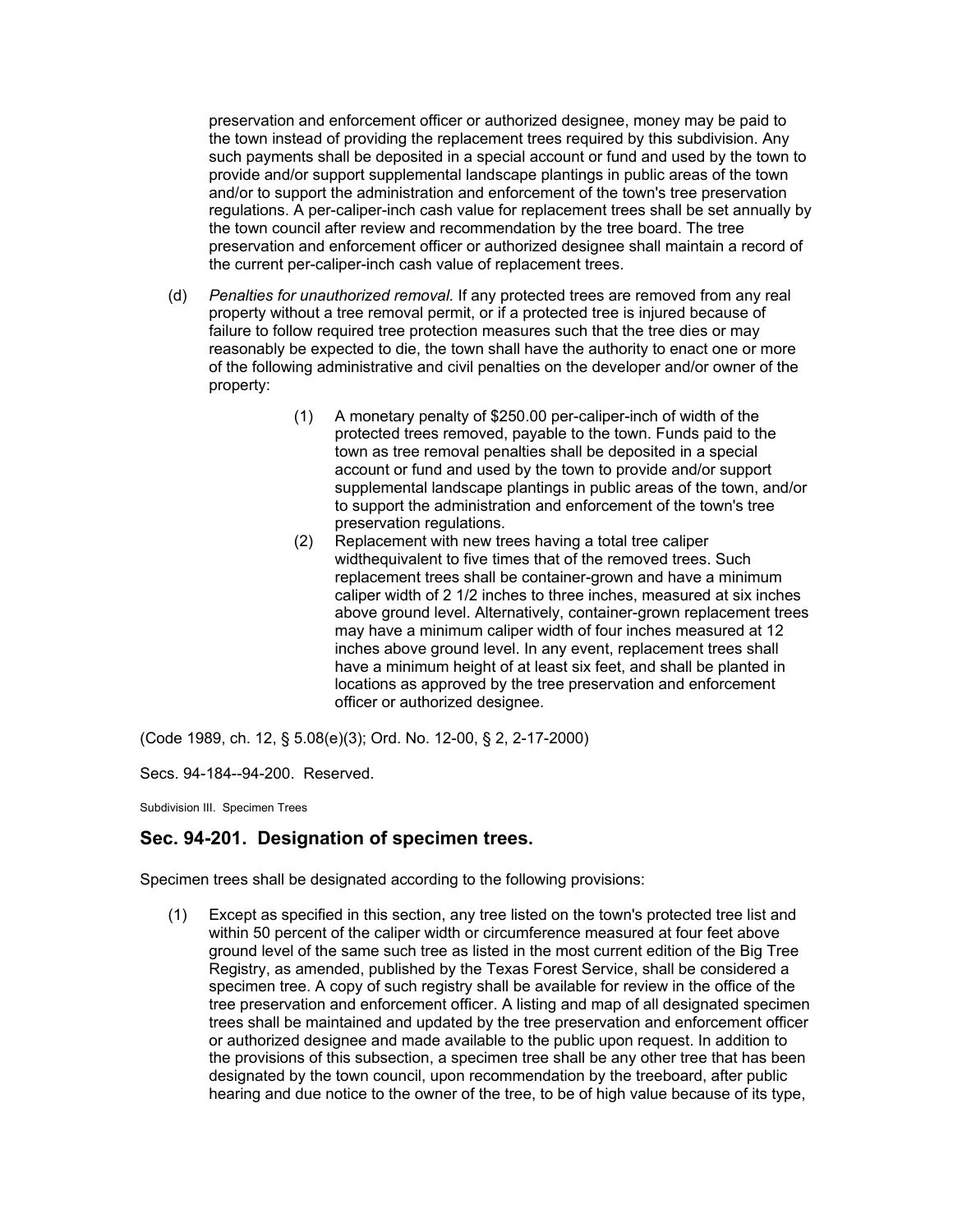preservation and enforcement officer or authorized designee, money may be paid to the town instead of providing the replacement trees required by this subdivision. Any such payments shall be deposited in a special account or fund and used by the town to provide and/or support supplemental landscape plantings in public areas of the town and/or to support the administration and enforcement of the town's tree preservation regulations. A per-caliper-inch cash value for replacement trees shall be set annually by the town council after review and recommendation by the tree board. The tree preservation and enforcement officer or authorized designee shall maintain a record of the current per-caliper-inch cash value of replacement trees.

(d) *Penalties for unauthorized removal.* If any protected trees are removed from any real property without a tree removal permit, or if a protected tree is injured because of failure to follow required tree protection measures such that the tree dies or may reasonably be expected to die, the town shall have the authority to enact one or more of the following administrative and civil penalties on the developer and/or owner of the property:

(1) A monetary penalty of $250.00 per-caliper-inch of width of the protected trees removed, payable to the town. Funds paid to the town as tree removal penalties shall be deposited in a special account or fund and used by the town to provide and/or support supplemental landscape plantings in public areas of the town, and/or to support the administration and enforcement of the town's tree preservation regulations.

(2) Replacement with new trees having a total tree caliper widthequivalent to five times that of the removed trees. Such replacement trees shall be container-grown and have a minimum caliper width of 2 1/2 inches to three inches, measured at six inches above ground level. Alternatively, container-grown replacement trees may have a minimum caliper width of four inches measured at 12 inches above ground level. In any event, replacement trees shall have a minimum height of at least six feet, and shall be planted in locations as approved by the tree preservation and enforcement officer or authorized designee.

(Code 1989, ch. 12, § 5.08(e)(3); Ord. No. 12-00, § 2, 2-17-2000)

Secs. 94-184--94-200. Reserved.

Subdivision III. Specimen Trees

## Sec. 94-201. Designation of specimen trees.

Specimen trees shall be designated according to the following provisions:

(1) Except as specified in this section, any tree listed on the town's protected tree list and within 50 percent of the caliper width or circumference measured at four feet above ground level of the same such tree as listed in the most current edition of the Big Tree Registry, as amended, published by the Texas Forest Service, shall be considered a specimen tree. A copy of such registry shall be available for review in the office of the tree preservation and enforcement officer. A listing and map of all designated specimen trees shall be maintained and updated by the tree preservation and enforcement officer or authorized designee and made available to the public upon request. In addition to the provisions of this subsection, a specimen tree shall be any other tree that has been designated by the town council, upon recommendation by the treeboard, after public hearing and due notice to the owner of the tree, to be of high value because of its type,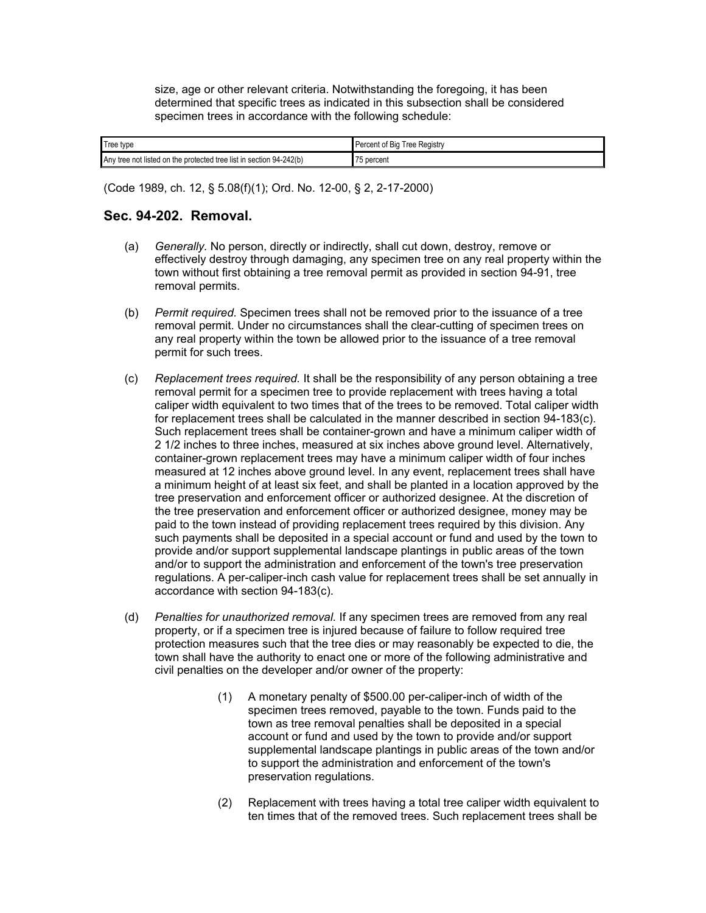size, age or other relevant criteria. Notwithstanding the foregoing, it has been determined that specific trees as indicated in this subsection shall be considered specimen trees in accordance with the following schedule:

| Tree type | Percent of Big Tree Registry |
|---|---|
| Any tree not listed on the protected tree list in section 94-242(b) | 75 percent |

(Code 1989, ch. 12, § 5.08(f)(1); Ord. No. 12-00, § 2, 2-17-2000)

## Sec. 94-202. Removal.

(a) *Generally.* No person, directly or indirectly, shall cut down, destroy, remove or effectively destroy through damaging, any specimen tree on any real property within the town without first obtaining a tree removal permit as provided in section 94-91, tree removal permits.

(b) *Permit required.* Specimen trees shall not be removed prior to the issuance of a tree removal permit. Under no circumstances shall the clear-cutting of specimen trees on any real property within the town be allowed prior to the issuance of a tree removal permit for such trees.

(c) *Replacement trees required.* It shall be the responsibility of any person obtaining a tree removal permit for a specimen tree to provide replacement with trees having a total caliper width equivalent to two times that of the trees to be removed. Total caliper width for replacement trees shall be calculated in the manner described in section 94-183(c). Such replacement trees shall be container-grown and have a minimum caliper width of 2 1/2 inches to three inches, measured at six inches above ground level. Alternatively, container-grown replacement trees may have a minimum caliper width of four inches measured at 12 inches above ground level. In any event, replacement trees shall have a minimum height of at least six feet, and shall be planted in a location approved by the tree preservation and enforcement officer or authorized designee. At the discretion of the tree preservation and enforcement officer or authorized designee, money may be paid to the town instead of providing replacement trees required by this division. Any such payments shall be deposited in a special account or fund and used by the town to provide and/or support supplemental landscape plantings in public areas of the town and/or to support the administration and enforcement of the town's tree preservation regulations. A per-caliper-inch cash value for replacement trees shall be set annually in accordance with section 94-183(c).

(d) *Penalties for unauthorized removal.* If any specimen trees are removed from any real property, or if a specimen tree is injured because of failure to follow required tree protection measures such that the tree dies or may reasonably be expected to die, the town shall have the authority to enact one or more of the following administrative and civil penalties on the developer and/or owner of the property:

(1) A monetary penalty of $500.00 per-caliper-inch of width of the specimen trees removed, payable to the town. Funds paid to the town as tree removal penalties shall be deposited in a special account or fund and used by the town to provide and/or support supplemental landscape plantings in public areas of the town and/or to support the administration and enforcement of the town's preservation regulations.

(2) Replacement with trees having a total tree caliper width equivalent to ten times that of the removed trees. Such replacement trees shall be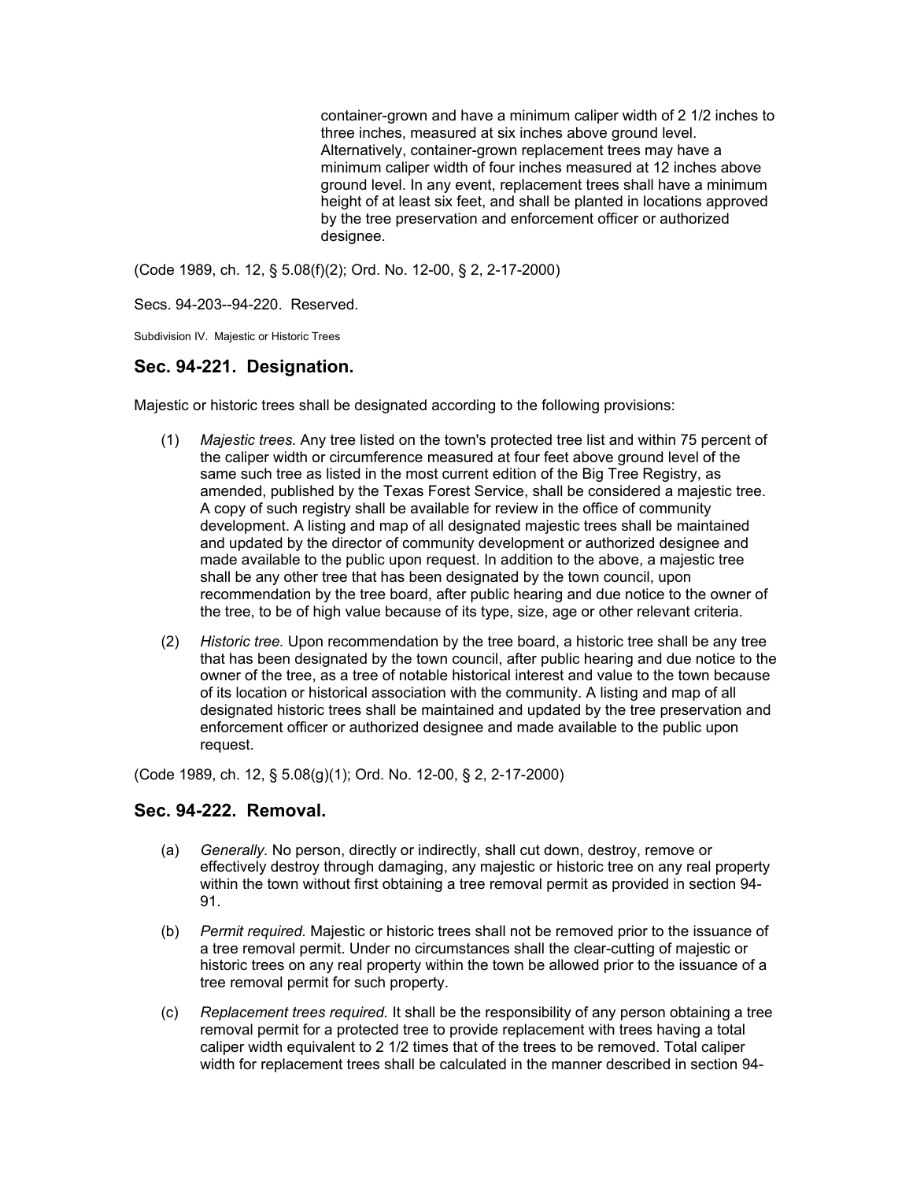container-grown and have a minimum caliper width of 2 1/2 inches to three inches, measured at six inches above ground level. Alternatively, container-grown replacement trees may have a minimum caliper width of four inches measured at 12 inches above ground level. In any event, replacement trees shall have a minimum height of at least six feet, and shall be planted in locations approved by the tree preservation and enforcement officer or authorized designee.

(Code 1989, ch. 12, § 5.08(f)(2); Ord. No. 12-00, § 2, 2-17-2000)

Secs. 94-203--94-220. Reserved.

Subdivision IV. Majestic or Historic Trees

## Sec. 94-221. Designation.

Majestic or historic trees shall be designated according to the following provisions:

(1) *Majestic trees.* Any tree listed on the town's protected tree list and within 75 percent of the caliper width or circumference measured at four feet above ground level of the same such tree as listed in the most current edition of the Big Tree Registry, as amended, published by the Texas Forest Service, shall be considered a majestic tree. A copy of such registry shall be available for review in the office of community development. A listing and map of all designated majestic trees shall be maintained and updated by the director of community development or authorized designee and made available to the public upon request. In addition to the above, a majestic tree shall be any other tree that has been designated by the town council, upon recommendation by the tree board, after public hearing and due notice to the owner of the tree, to be of high value because of its type, size, age or other relevant criteria.

(2) *Historic tree.* Upon recommendation by the tree board, a historic tree shall be any tree that has been designated by the town council, after public hearing and due notice to the owner of the tree, as a tree of notable historical interest and value to the town because of its location or historical association with the community. A listing and map of all designated historic trees shall be maintained and updated by the tree preservation and enforcement officer or authorized designee and made available to the public upon request.

(Code 1989, ch. 12, § 5.08(g)(1); Ord. No. 12-00, § 2, 2-17-2000)

## Sec. 94-222. Removal.

(a) *Generally.* No person, directly or indirectly, shall cut down, destroy, remove or effectively destroy through damaging, any majestic or historic tree on any real property within the town without first obtaining a tree removal permit as provided in section 94-91.

(b) *Permit required.* Majestic or historic trees shall not be removed prior to the issuance of a tree removal permit. Under no circumstances shall the clear-cutting of majestic or historic trees on any real property within the town be allowed prior to the issuance of a tree removal permit for such property.

(c) *Replacement trees required.* It shall be the responsibility of any person obtaining a tree removal permit for a protected tree to provide replacement with trees having a total caliper width equivalent to 2 1/2 times that of the trees to be removed. Total caliper width for replacement trees shall be calculated in the manner described in section 94-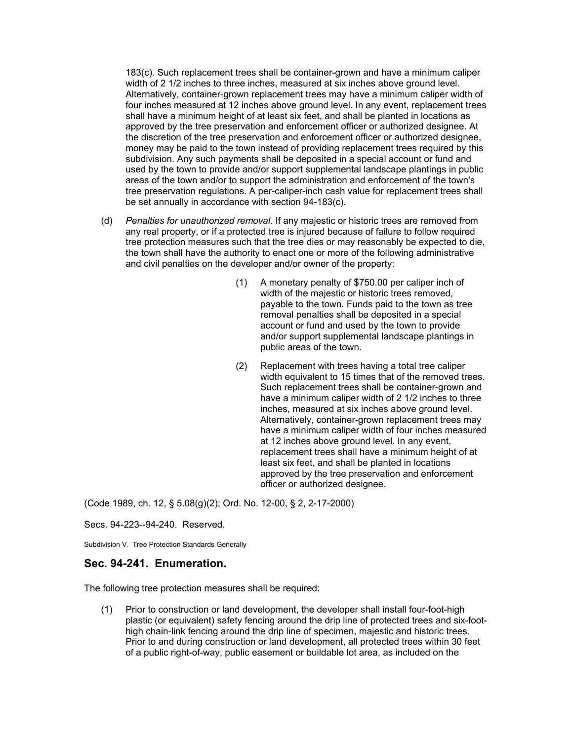183(c). Such replacement trees shall be container-grown and have a minimum caliper width of 2 1/2 inches to three inches, measured at six inches above ground level. Alternatively, container-grown replacement trees may have a minimum caliper width of four inches measured at 12 inches above ground level. In any event, replacement trees shall have a minimum height of at least six feet, and shall be planted in locations as approved by the tree preservation and enforcement officer or authorized designee. At the discretion of the tree preservation and enforcement officer or authorized designee, money may be paid to the town instead of providing replacement trees required by this subdivision. Any such payments shall be deposited in a special account or fund and used by the town to provide and/or support supplemental landscape plantings in public areas of the town and/or to support the administration and enforcement of the town's tree preservation regulations. A per-caliper-inch cash value for replacement trees shall be set annually in accordance with section 94-183(c).

(d) *Penalties for unauthorized removal.* If any majestic or historic trees are removed from any real property, or if a protected tree is injured because of failure to follow required tree protection measures such that the tree dies or may reasonably be expected to die, the town shall have the authority to enact one or more of the following administrative and civil penalties on the developer and/or owner of the property:

(1) A monetary penalty of $750.00 per caliper inch of width of the majestic or historic trees removed, payable to the town. Funds paid to the town as tree removal penalties shall be deposited in a special account or fund and used by the town to provide and/or support supplemental landscape plantings in public areas of the town.

(2) Replacement with trees having a total tree caliper width equivalent to 15 times that of the removed trees. Such replacement trees shall be container-grown and have a minimum caliper width of 2 1/2 inches to three inches, measured at six inches above ground level. Alternatively, container-grown replacement trees may have a minimum caliper width of four inches measured at 12 inches above ground level. In any event, replacement trees shall have a minimum height of at least six feet, and shall be planted in locations approved by the tree preservation and enforcement officer or authorized designee.

(Code 1989, ch. 12, § 5.08(g)(2); Ord. No. 12-00, § 2, 2-17-2000)

Secs. 94-223--94-240. Reserved.

Subdivision V. Tree Protection Standards Generally

## Sec. 94-241. Enumeration.

The following tree protection measures shall be required:

(1) Prior to construction or land development, the developer shall install four-foot-high plastic (or equivalent) safety fencing around the drip line of protected trees and six-foot-high chain-link fencing around the drip line of specimen, majestic and historic trees. Prior to and during construction or land development, all protected trees within 30 feet of a public right-of-way, public easement or buildable lot area, as included on the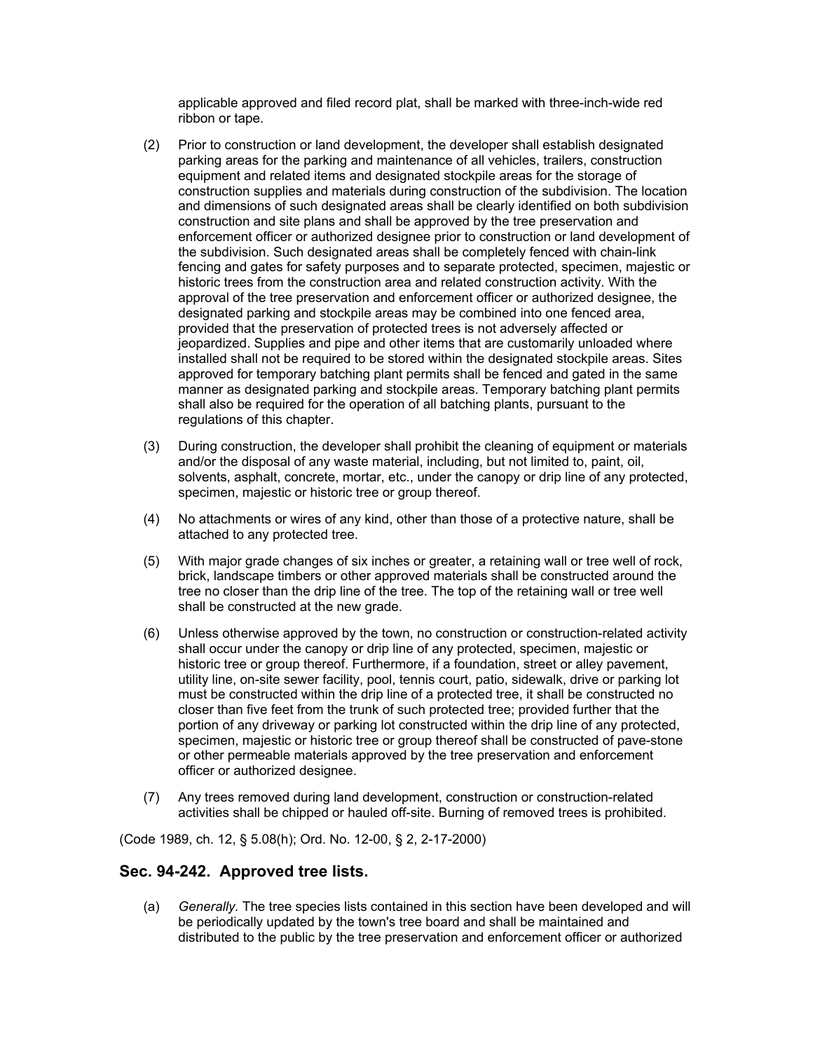applicable approved and filed record plat, shall be marked with three-inch-wide red ribbon or tape.

(2) Prior to construction or land development, the developer shall establish designated parking areas for the parking and maintenance of all vehicles, trailers, construction equipment and related items and designated stockpile areas for the storage of construction supplies and materials during construction of the subdivision. The location and dimensions of such designated areas shall be clearly identified on both subdivision construction and site plans and shall be approved by the tree preservation and enforcement officer or authorized designee prior to construction or land development of the subdivision. Such designated areas shall be completely fenced with chain-link fencing and gates for safety purposes and to separate protected, specimen, majestic or historic trees from the construction area and related construction activity. With the approval of the tree preservation and enforcement officer or authorized designee, the designated parking and stockpile areas may be combined into one fenced area, provided that the preservation of protected trees is not adversely affected or jeopardized. Supplies and pipe and other items that are customarily unloaded where installed shall not be required to be stored within the designated stockpile areas. Sites approved for temporary batching plant permits shall be fenced and gated in the same manner as designated parking and stockpile areas. Temporary batching plant permits shall also be required for the operation of all batching plants, pursuant to the regulations of this chapter.

(3) During construction, the developer shall prohibit the cleaning of equipment or materials and/or the disposal of any waste material, including, but not limited to, paint, oil, solvents, asphalt, concrete, mortar, etc., under the canopy or drip line of any protected, specimen, majestic or historic tree or group thereof.

(4) No attachments or wires of any kind, other than those of a protective nature, shall be attached to any protected tree.

(5) With major grade changes of six inches or greater, a retaining wall or tree well of rock, brick, landscape timbers or other approved materials shall be constructed around the tree no closer than the drip line of the tree. The top of the retaining wall or tree well shall be constructed at the new grade.

(6) Unless otherwise approved by the town, no construction or construction-related activity shall occur under the canopy or drip line of any protected, specimen, majestic or historic tree or group thereof. Furthermore, if a foundation, street or alley pavement, utility line, on-site sewer facility, pool, tennis court, patio, sidewalk, drive or parking lot must be constructed within the drip line of a protected tree, it shall be constructed no closer than five feet from the trunk of such protected tree; provided further that the portion of any driveway or parking lot constructed within the drip line of any protected, specimen, majestic or historic tree or group thereof shall be constructed of pave-stone or other permeable materials approved by the tree preservation and enforcement officer or authorized designee.

(7) Any trees removed during land development, construction or construction-related activities shall be chipped or hauled off-site. Burning of removed trees is prohibited.

(Code 1989, ch. 12, § 5.08(h); Ord. No. 12-00, § 2, 2-17-2000)

## Sec. 94-242. Approved tree lists.

(a) *Generally.* The tree species lists contained in this section have been developed and will be periodically updated by the town's tree board and shall be maintained and distributed to the public by the tree preservation and enforcement officer or authorized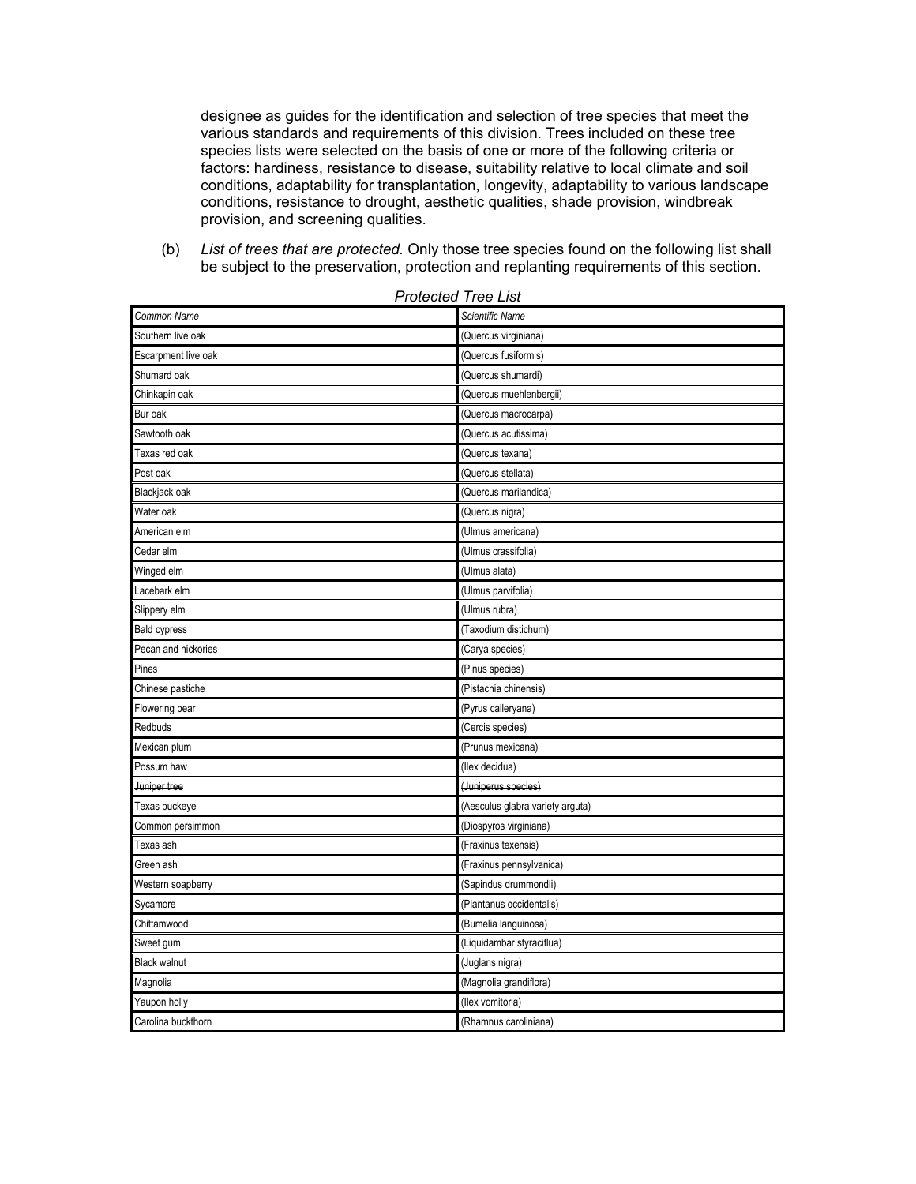designee as guides for the identification and selection of tree species that meet the various standards and requirements of this division. Trees included on these tree species lists were selected on the basis of one or more of the following criteria or factors: hardiness, resistance to disease, suitability relative to local climate and soil conditions, adaptability for transplantation, longevity, adaptability to various landscape conditions, resistance to drought, aesthetic qualities, shade provision, windbreak provision, and screening qualities.

(b) *List of trees that are protected.* Only those tree species found on the following list shall be subject to the preservation, protection and replanting requirements of this section.

*Protected Tree List*

| *Common Name* | *Scientific Name* |
|---|---|
| Southern live oak | (Quercus virginiana) |
| Escarpment live oak | (Quercus fusiformis) |
| Shumard oak | (Quercus shumardi) |
| Chinkapin oak | (Quercus muehlenbergii) |
| Bur oak | (Quercus macrocarpa) |
| Sawtooth oak | (Quercus acutissima) |
| Texas red oak | (Quercus texana) |
| Post oak | (Quercus stellata) |
| Blackjack oak | (Quercus marilandica) |
| Water oak | (Quercus nigra) |
| American elm | (Ulmus americana) |
| Cedar elm | (Ulmus crassifolia) |
| Winged elm | (Ulmus alata) |
| Lacebark elm | (Ulmus parvifolia) |
| Slippery elm | (Ulmus rubra) |
| Bald cypress | (Taxodium distichum) |
| Pecan and hickories | (Carya species) |
| Pines | (Pinus species) |
| Chinese pastiche | (Pistachia chinensis) |
| Flowering pear | (Pyrus calleryana) |
| Redbuds | (Cercis species) |
| Mexican plum | (Prunus mexicana) |
| Possum haw | (Ilex decidua) |
| ~~Juniper tree~~ | ~~(Juniperus species)~~ |
| Texas buckeye | (Aesculus glabra variety arguta) |
| Common persimmon | (Diospyros virginiana) |
| Texas ash | (Fraxinus texensis) |
| Green ash | (Fraxinus pennsylvanica) |
| Western soapberry | (Sapindus drummondii) |
| Sycamore | (Plantanus occidentalis) |
| Chittamwood | (Bumelia languinosa) |
| Sweet gum | (Liquidambar styraciflua) |
| Black walnut | (Juglans nigra) |
| Magnolia | (Magnolia grandiflora) |
| Yaupon holly | (Ilex vomitoria) |
| Carolina buckthorn | (Rhamnus caroliniana) |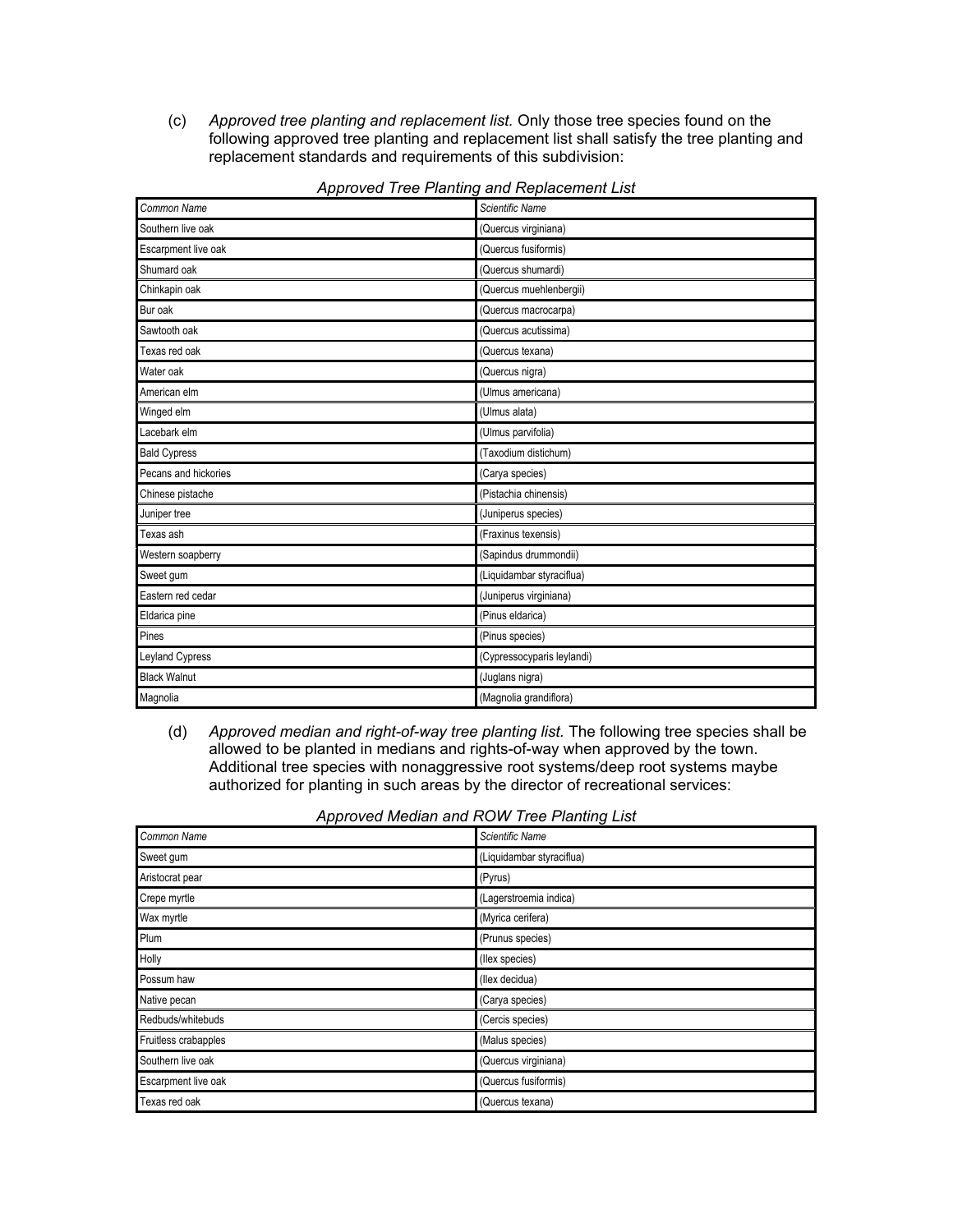(c) *Approved tree planting and replacement list.* Only those tree species found on the following approved tree planting and replacement list shall satisfy the tree planting and replacement standards and requirements of this subdivision:

*Approved Tree Planting and Replacement List*

| *Common Name* | *Scientific Name* |
|---|---|
| Southern live oak | (Quercus virginiana) |
| Escarpment live oak | (Quercus fusiformis) |
| Shumard oak | (Quercus shumardi) |
| Chinkapin oak | (Quercus muehlenbergii) |
| Bur oak | (Quercus macrocarpa) |
| Sawtooth oak | (Quercus acutissima) |
| Texas red oak | (Quercus texana) |
| Water oak | (Quercus nigra) |
| American elm | (Ulmus americana) |
| Winged elm | (Ulmus alata) |
| Lacebark elm | (Ulmus parvifolia) |
| Bald Cypress | (Taxodium distichum) |
| Pecans and hickories | (Carya species) |
| Chinese pistache | (Pistachia chinensis) |
| Juniper tree | (Juniperus species) |
| Texas ash | (Fraxinus texensis) |
| Western soapberry | (Sapindus drummondii) |
| Sweet gum | (Liquidambar styraciflua) |
| Eastern red cedar | (Juniperus virginiana) |
| Eldarica pine | (Pinus eldarica) |
| Pines | (Pinus species) |
| Leyland Cypress | (Cypressocyparis leylandi) |
| Black Walnut | (Juglans nigra) |
| Magnolia | (Magnolia grandiflora) |

(d) *Approved median and right-of-way tree planting list.* The following tree species shall be allowed to be planted in medians and rights-of-way when approved by the town. Additional tree species with nonaggressive root systems/deep root systems maybe authorized for planting in such areas by the director of recreational services:

*Approved Median and ROW Tree Planting List*

| *Common Name* | *Scientific Name* |
|---|---|
| Sweet gum | (Liquidambar styraciflua) |
| Aristocrat pear | (Pyrus) |
| Crepe myrtle | (Lagerstroemia indica) |
| Wax myrtle | (Myrica cerifera) |
| Plum | (Prunus species) |
| Holly | (Ilex species) |
| Possum haw | (Ilex decidua) |
| Native pecan | (Carya species) |
| Redbuds/whitebuds | (Cercis species) |
| Fruitless crabapples | (Malus species) |
| Southern live oak | (Quercus virginiana) |
| Escarpment live oak | (Quercus fusiformis) |
| Texas red oak | (Quercus texana) |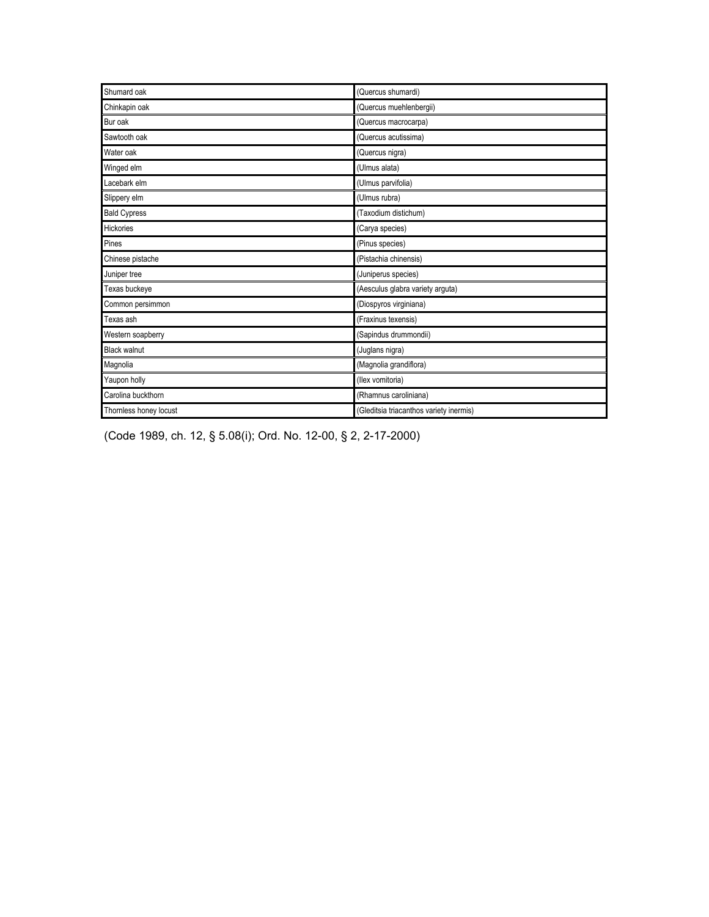| | |
|---|---|
| Shumard oak | (Quercus shumardi) |
| Chinkapin oak | (Quercus muehlenbergii) |
| Bur oak | (Quercus macrocarpa) |
| Sawtooth oak | (Quercus acutissima) |
| Water oak | (Quercus nigra) |
| Winged elm | (Ulmus alata) |
| Lacebark elm | (Ulmus parvifolia) |
| Slippery elm | (Ulmus rubra) |
| Bald Cypress | (Taxodium distichum) |
| Hickories | (Carya species) |
| Pines | (Pinus species) |
| Chinese pistache | (Pistachia chinensis) |
| Juniper tree | (Juniperus species) |
| Texas buckeye | (Aesculus glabra variety arguta) |
| Common persimmon | (Diospyros virginiana) |
| Texas ash | (Fraxinus texensis) |
| Western soapberry | (Sapindus drummondii) |
| Black walnut | (Juglans nigra) |
| Magnolia | (Magnolia grandiflora) |
| Yaupon holly | (Ilex vomitoria) |
| Carolina buckthorn | (Rhamnus caroliniana) |
| Thornless honey locust | (Gleditsia triacanthos variety inermis) |

(Code 1989, ch. 12, § 5.08(i); Ord. No. 12-00, § 2, 2-17-2000)